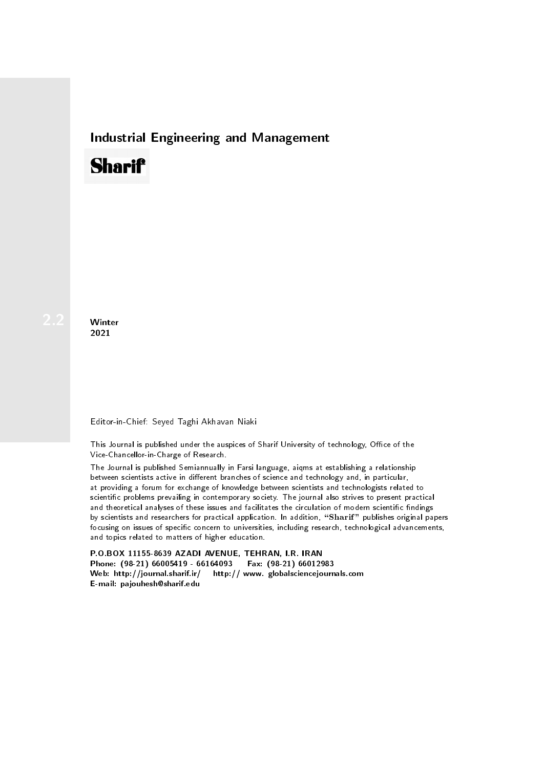# Industrial Engineering and Management

**Sharif**

2.2

**Winter**
**2021**

Editor-in-Chief: Seyed Taghi Akhavan Niaki

This Journal is published under the auspices of Sharif University of technology, Office of the Vice-Chancellor-in-Charge of Research.

The Journal is published Semiannually in Farsi language, aiqms at establishing a relationship between scientists active in different branches of science and technology and, in particular, at providing a forum for exchange of knowledge between scientists and technologists related to scientific problems prevailing in contemporary society. The journal also strives to present practical and theoretical analyses of these issues and facilitates the circulation of modern scientific findings by scientists and researchers for practical application. In addition, "**Sharif**" publishes original papers focusing on issues of specific concern to universities, including research, technological advancements, and topics related to matters of higher education.

**P.O.BOX 11155-8639 AZADI AVENUE, TEHRAN, I.R. IRAN**
**Phone: (98-21) 66005419 - 66164093 Fax: (98-21) 66012983**
**Web: http://journal.sharif.ir/ http:// www. globalsciencejournals.com**
**E-mail: pajouhesh@sharif.edu**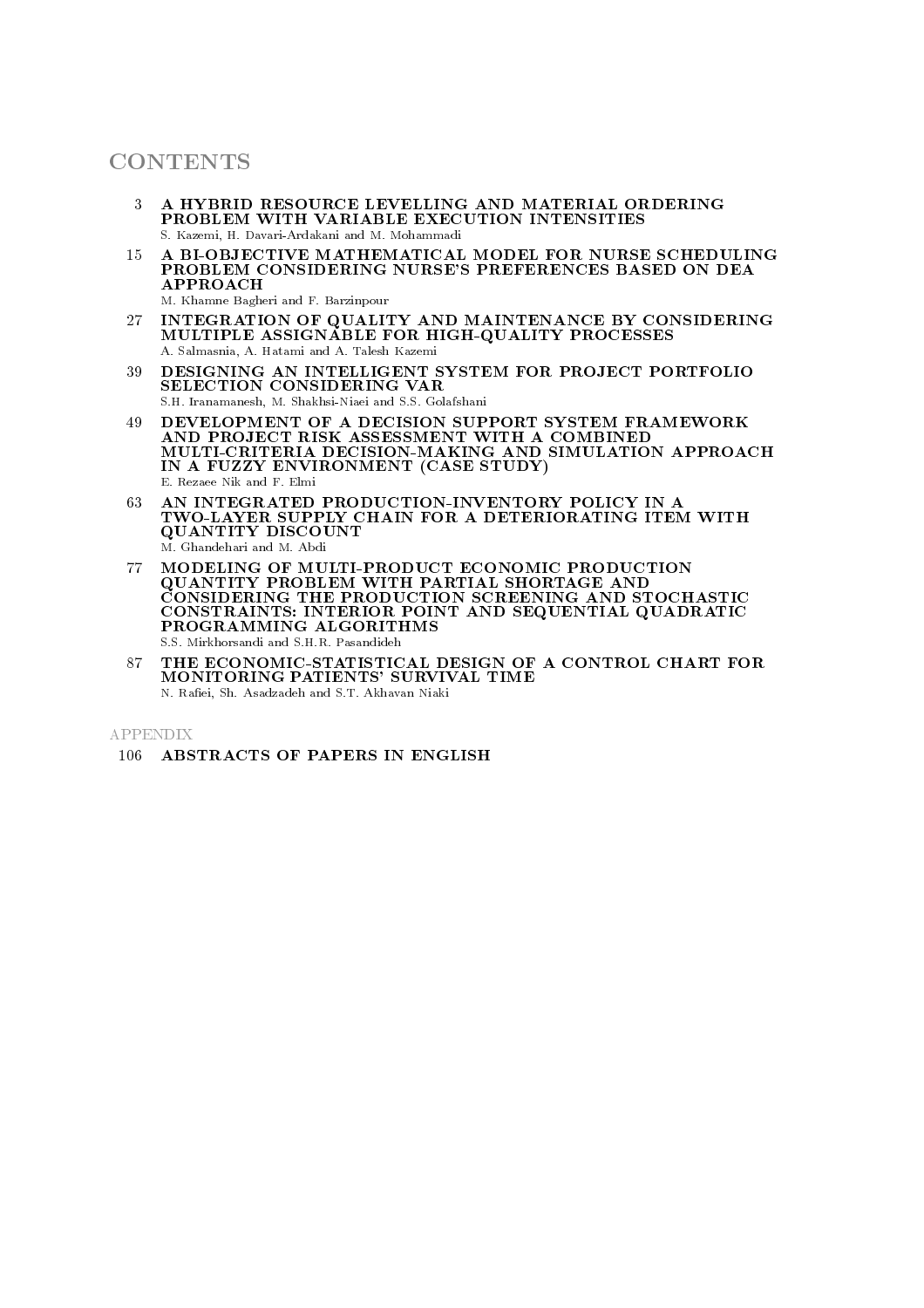# CONTENTS

3 **A HYBRID RESOURCE LEVELLING AND MATERIAL ORDERING PROBLEM WITH VARIABLE EXECUTION INTENSITIES**
S. Kazemi, H. Davari-Ardakani and M. Mohammadi

15 **A BI-OBJECTIVE MATHEMATICAL MODEL FOR NURSE SCHEDULING PROBLEM CONSIDERING NURSE'S PREFERENCES BASED ON DEA APPROACH**
M. Khamne Bagheri and F. Barzinpour

27 **INTEGRATION OF QUALITY AND MAINTENANCE BY CONSIDERING MULTIPLE ASSIGNABLE FOR HIGH-QUALITY PROCESSES**
A. Salmasnia, A. Hatami and A. Talesh Kazemi

39 **DESIGNING AN INTELLIGENT SYSTEM FOR PROJECT PORTFOLIO SELECTION CONSIDERING VAR**
S.H. Iranamanesh, M. Shakhsi-Niaei and S.S. Golafshani

49 **DEVELOPMENT OF A DECISION SUPPORT SYSTEM FRAMEWORK AND PROJECT RISK ASSESSMENT WITH A COMBINED MULTI-CRITERIA DECISION-MAKING AND SIMULATION APPROACH IN A FUZZY ENVIRONMENT (CASE STUDY)**
E. Rezaee Nik and F. Elmi

63 **AN INTEGRATED PRODUCTION-INVENTORY POLICY IN A TWO-LAYER SUPPLY CHAIN FOR A DETERIORATING ITEM WITH QUANTITY DISCOUNT**
M. Ghandehari and M. Abdi

77 **MODELING OF MULTI-PRODUCT ECONOMIC PRODUCTION QUANTITY PROBLEM WITH PARTIAL SHORTAGE AND CONSIDERING THE PRODUCTION SCREENING AND STOCHASTIC CONSTRAINTS: INTERIOR POINT AND SEQUENTIAL QUADRATIC PROGRAMMING ALGORITHMS**
S.S. Mirkhorsandi and S.H.R. Pasandideh

87 **THE ECONOMIC-STATISTICAL DESIGN OF A CONTROL CHART FOR MONITORING PATIENTS' SURVIVAL TIME**
N. Rafiei, Sh. Asadzadeh and S.T. Akhavan Niaki

## APPENDIX

106 **ABSTRACTS OF PAPERS IN ENGLISH**